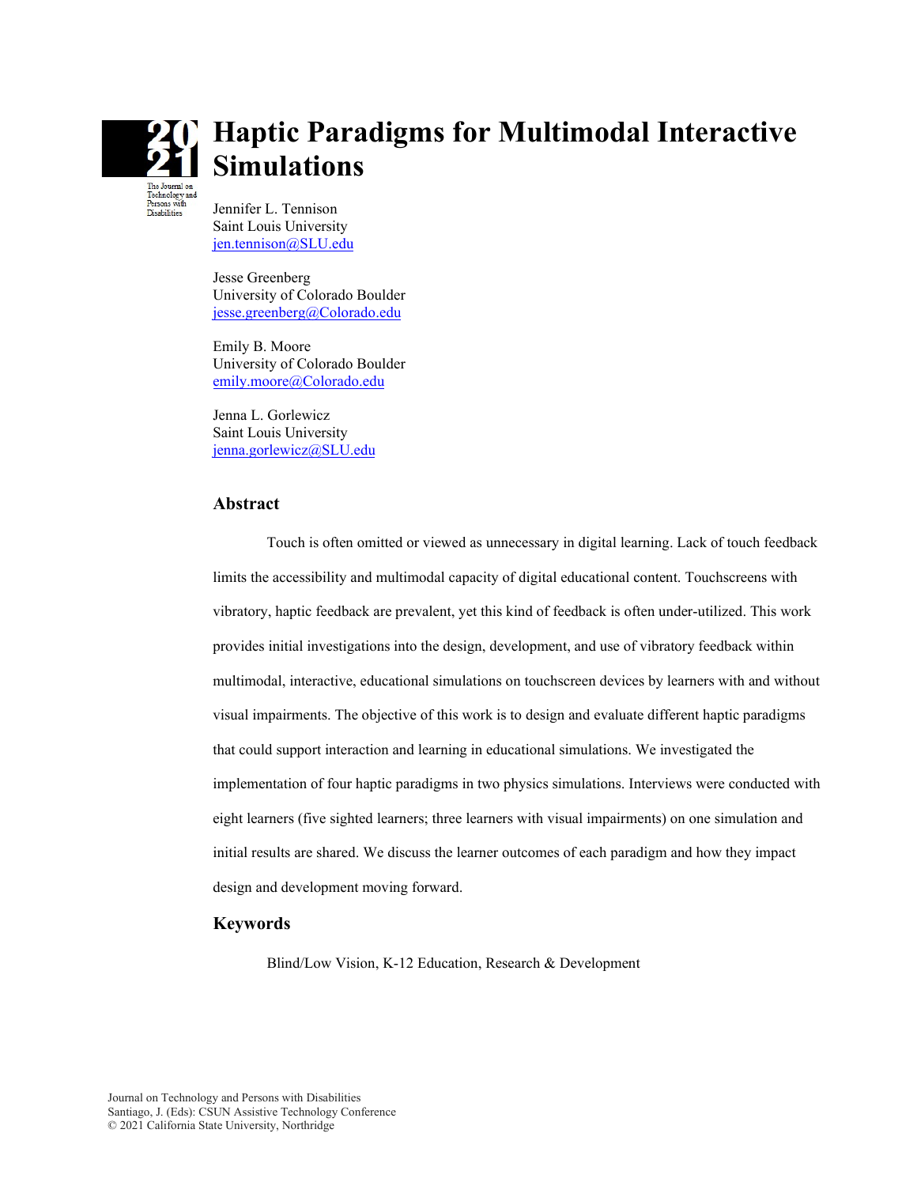# Haptic Paradigms for Multimodal Interactive Simulations

Jennifer L. Tennison
Saint Louis University
jen.tennison@SLU.edu

Jesse Greenberg
University of Colorado Boulder
jesse.greenberg@Colorado.edu

Emily B. Moore
University of Colorado Boulder
emily.moore@Colorado.edu

Jenna L. Gorlewicz
Saint Louis University
jenna.gorlewicz@SLU.edu

## Abstract

Touch is often omitted or viewed as unnecessary in digital learning. Lack of touch feedback limits the accessibility and multimodal capacity of digital educational content. Touchscreens with vibratory, haptic feedback are prevalent, yet this kind of feedback is often under-utilized. This work provides initial investigations into the design, development, and use of vibratory feedback within multimodal, interactive, educational simulations on touchscreen devices by learners with and without visual impairments. The objective of this work is to design and evaluate different haptic paradigms that could support interaction and learning in educational simulations. We investigated the implementation of four haptic paradigms in two physics simulations. Interviews were conducted with eight learners (five sighted learners; three learners with visual impairments) on one simulation and initial results are shared. We discuss the learner outcomes of each paradigm and how they impact design and development moving forward.

## Keywords

Blind/Low Vision, K-12 Education, Research & Development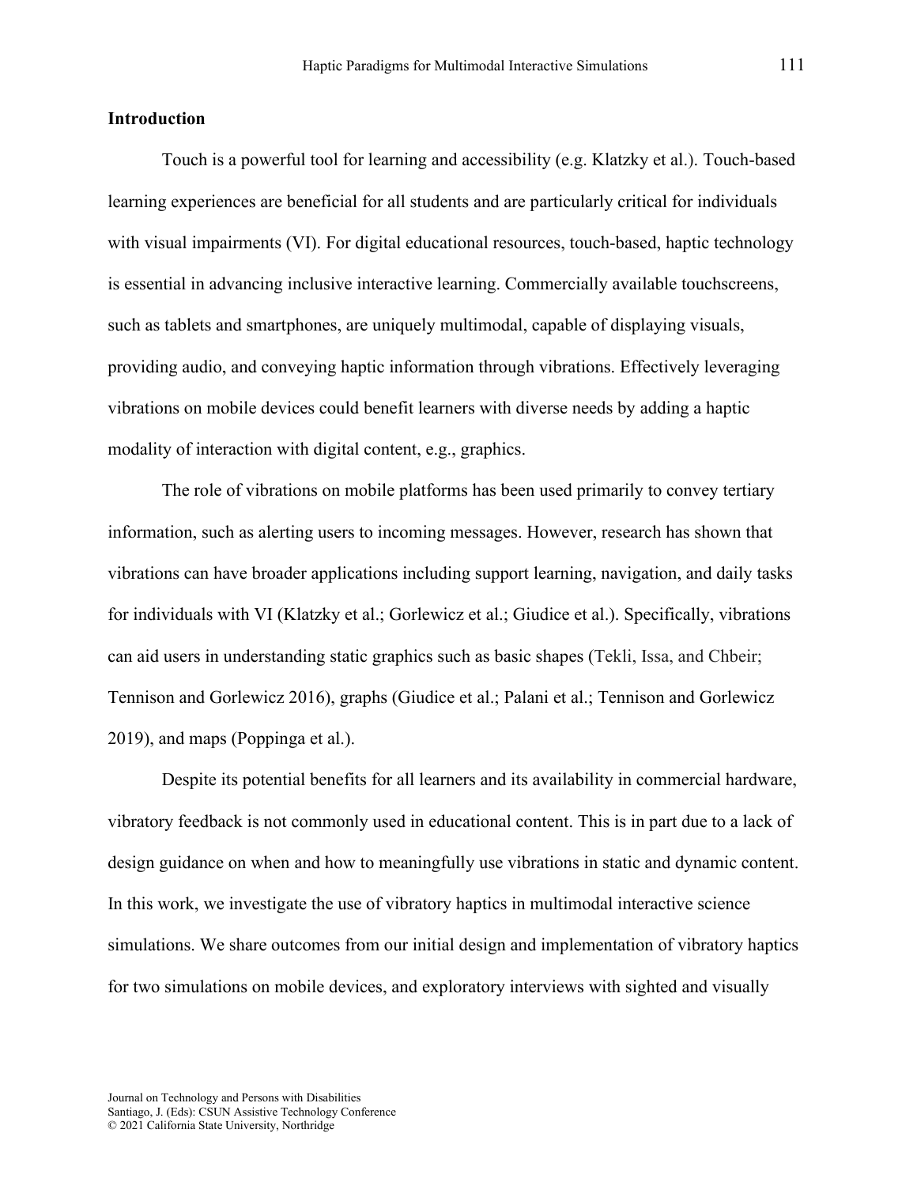## Introduction

Touch is a powerful tool for learning and accessibility (e.g. Klatzky et al.). Touch-based learning experiences are beneficial for all students and are particularly critical for individuals with visual impairments (VI). For digital educational resources, touch-based, haptic technology is essential in advancing inclusive interactive learning. Commercially available touchscreens, such as tablets and smartphones, are uniquely multimodal, capable of displaying visuals, providing audio, and conveying haptic information through vibrations. Effectively leveraging vibrations on mobile devices could benefit learners with diverse needs by adding a haptic modality of interaction with digital content, e.g., graphics.

The role of vibrations on mobile platforms has been used primarily to convey tertiary information, such as alerting users to incoming messages. However, research has shown that vibrations can have broader applications including support learning, navigation, and daily tasks for individuals with VI (Klatzky et al.; Gorlewicz et al.; Giudice et al.). Specifically, vibrations can aid users in understanding static graphics such as basic shapes (Tekli, Issa, and Chbeir; Tennison and Gorlewicz 2016), graphs (Giudice et al.; Palani et al.; Tennison and Gorlewicz 2019), and maps (Poppinga et al.).

Despite its potential benefits for all learners and its availability in commercial hardware, vibratory feedback is not commonly used in educational content. This is in part due to a lack of design guidance on when and how to meaningfully use vibrations in static and dynamic content. In this work, we investigate the use of vibratory haptics in multimodal interactive science simulations. We share outcomes from our initial design and implementation of vibratory haptics for two simulations on mobile devices, and exploratory interviews with sighted and visually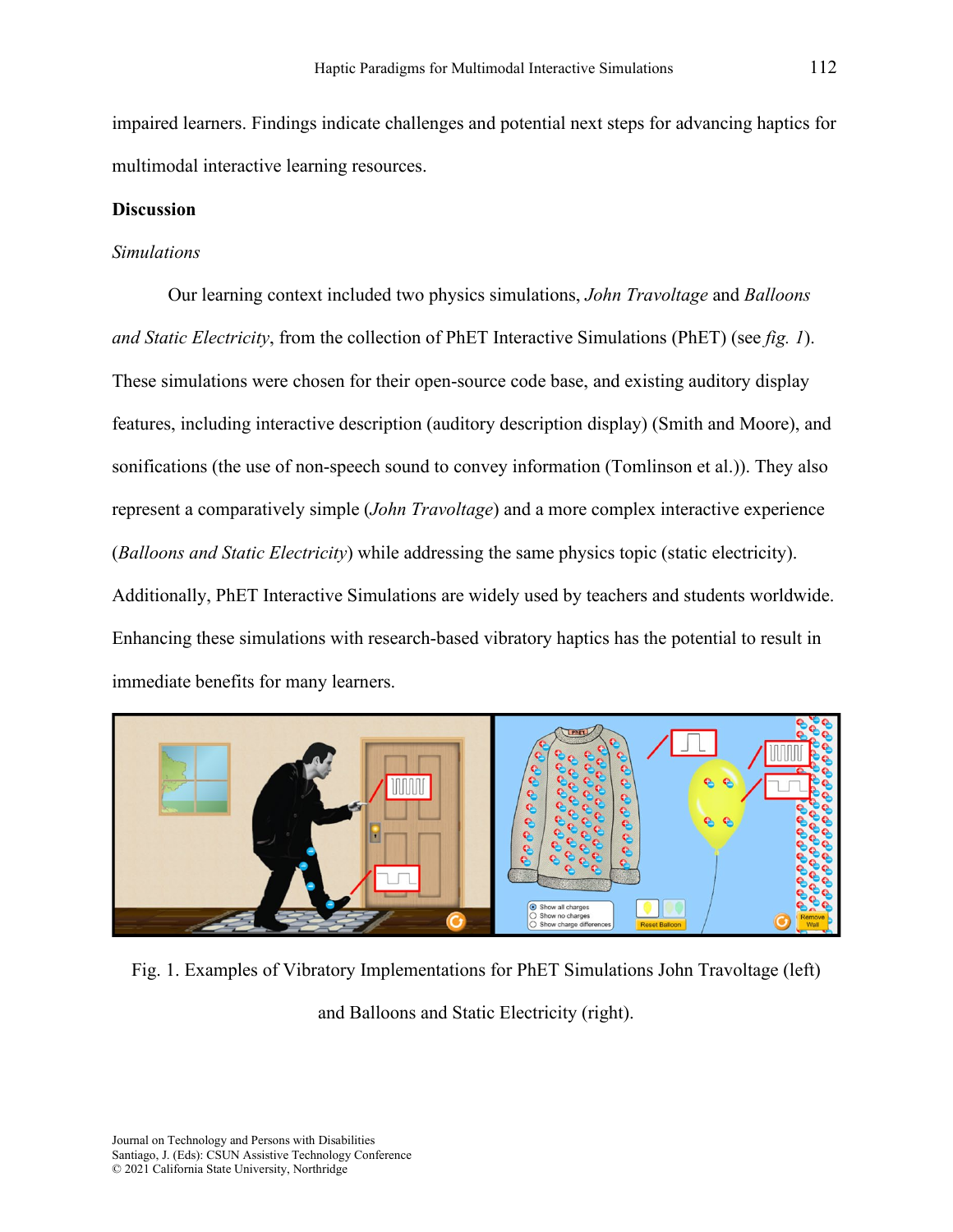impaired learners. Findings indicate challenges and potential next steps for advancing haptics for multimodal interactive learning resources.

## Discussion

### *Simulations*

Our learning context included two physics simulations, *John Travoltage* and *Balloons and Static Electricity*, from the collection of PhET Interactive Simulations (PhET) (see *fig. 1*). These simulations were chosen for their open-source code base, and existing auditory display features, including interactive description (auditory description display) (Smith and Moore), and sonifications (the use of non-speech sound to convey information (Tomlinson et al.)). They also represent a comparatively simple (*John Travoltage*) and a more complex interactive experience (*Balloons and Static Electricity*) while addressing the same physics topic (static electricity). Additionally, PhET Interactive Simulations are widely used by teachers and students worldwide. Enhancing these simulations with research-based vibratory haptics has the potential to result in immediate benefits for many learners.

Fig. 1. Examples of Vibratory Implementations for PhET Simulations John Travoltage (left) and Balloons and Static Electricity (right).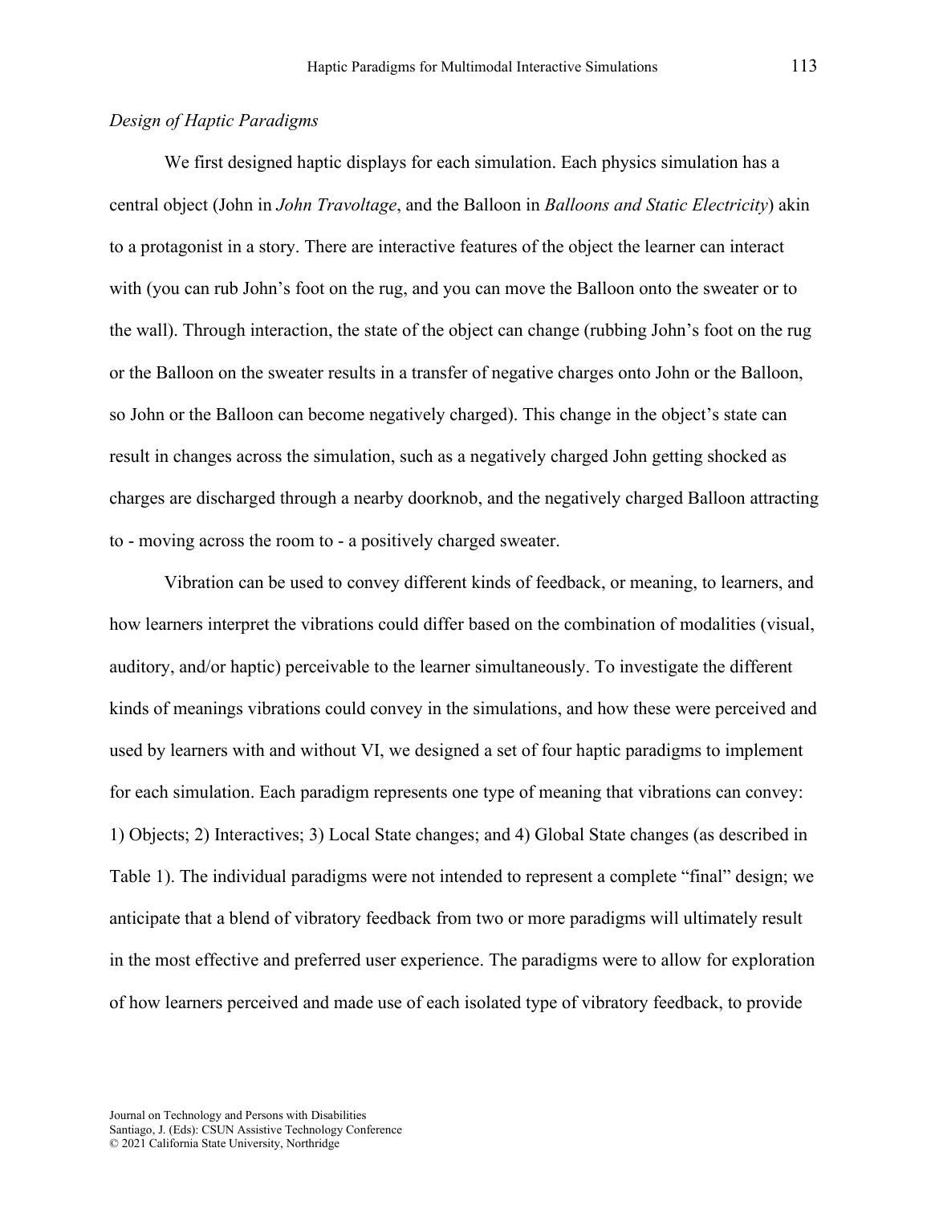### *Design of Haptic Paradigms*

We first designed haptic displays for each simulation. Each physics simulation has a central object (John in *John Travoltage*, and the Balloon in *Balloons and Static Electricity*) akin to a protagonist in a story. There are interactive features of the object the learner can interact with (you can rub John's foot on the rug, and you can move the Balloon onto the sweater or to the wall). Through interaction, the state of the object can change (rubbing John's foot on the rug or the Balloon on the sweater results in a transfer of negative charges onto John or the Balloon, so John or the Balloon can become negatively charged). This change in the object's state can result in changes across the simulation, such as a negatively charged John getting shocked as charges are discharged through a nearby doorknob, and the negatively charged Balloon attracting to - moving across the room to - a positively charged sweater.

Vibration can be used to convey different kinds of feedback, or meaning, to learners, and how learners interpret the vibrations could differ based on the combination of modalities (visual, auditory, and/or haptic) perceivable to the learner simultaneously. To investigate the different kinds of meanings vibrations could convey in the simulations, and how these were perceived and used by learners with and without VI, we designed a set of four haptic paradigms to implement for each simulation. Each paradigm represents one type of meaning that vibrations can convey: 1) Objects; 2) Interactives; 3) Local State changes; and 4) Global State changes (as described in Table 1). The individual paradigms were not intended to represent a complete "final" design; we anticipate that a blend of vibratory feedback from two or more paradigms will ultimately result in the most effective and preferred user experience. The paradigms were to allow for exploration of how learners perceived and made use of each isolated type of vibratory feedback, to provide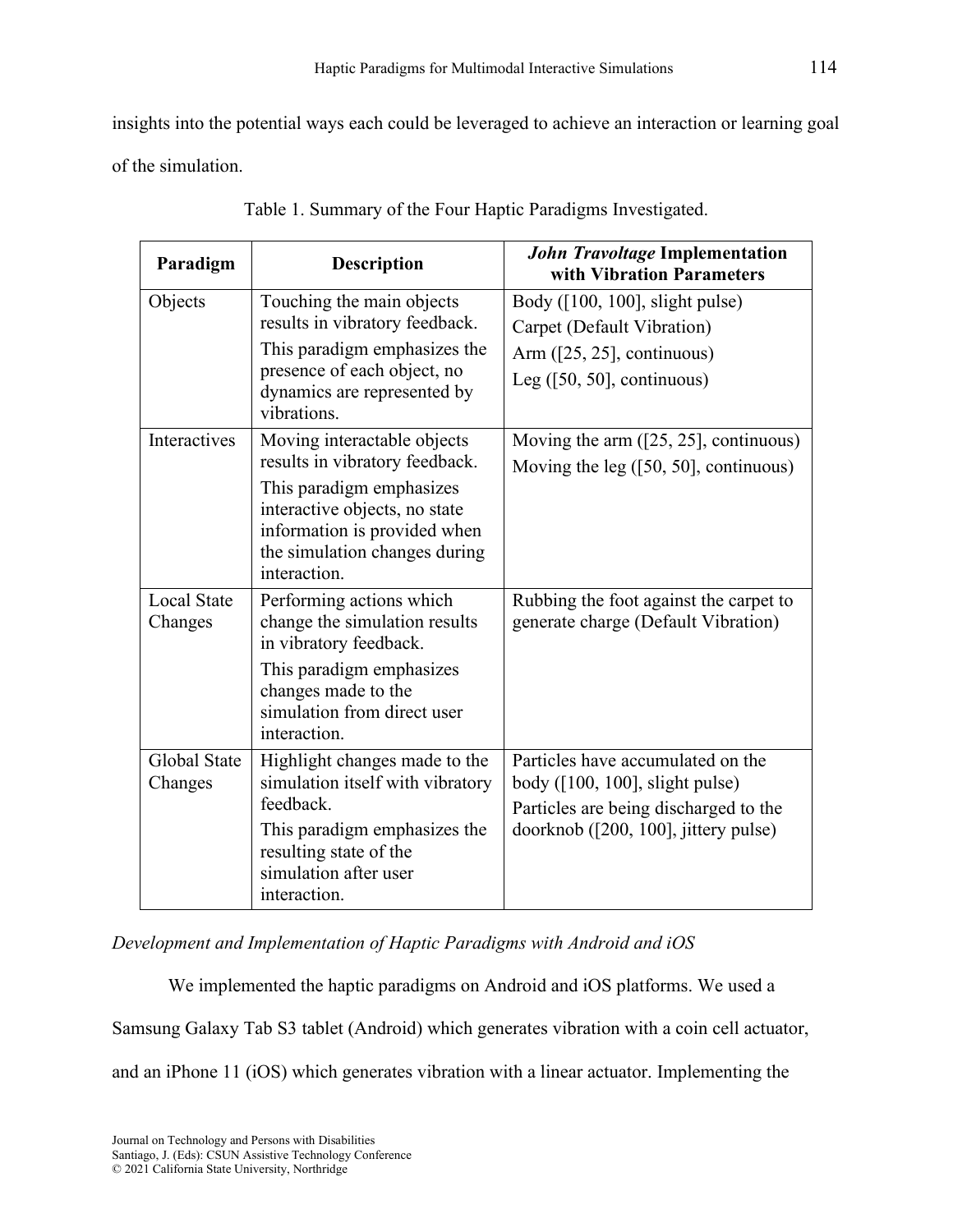insights into the potential ways each could be leveraged to achieve an interaction or learning goal of the simulation.

Table 1. Summary of the Four Haptic Paradigms Investigated.

| Paradigm | Description | *John Travoltage* Implementation with Vibration Parameters |
|---|---|---|
| Objects | Touching the main objects results in vibratory feedback. This paradigm emphasizes the presence of each object, no dynamics are represented by vibrations. | Body ([100, 100], slight pulse) Carpet (Default Vibration) Arm ([25, 25], continuous) Leg ([50, 50], continuous) |
| Interactives | Moving interactable objects results in vibratory feedback. This paradigm emphasizes interactive objects, no state information is provided when the simulation changes during interaction. | Moving the arm ([25, 25], continuous) Moving the leg ([50, 50], continuous) |
| Local State Changes | Performing actions which change the simulation results in vibratory feedback. This paradigm emphasizes changes made to the simulation from direct user interaction. | Rubbing the foot against the carpet to generate charge (Default Vibration) |
| Global State Changes | Highlight changes made to the simulation itself with vibratory feedback. This paradigm emphasizes the resulting state of the simulation after user interaction. | Particles have accumulated on the body ([100, 100], slight pulse) Particles are being discharged to the doorknob ([200, 100], jittery pulse) |

*Development and Implementation of Haptic Paradigms with Android and iOS*

We implemented the haptic paradigms on Android and iOS platforms. We used a Samsung Galaxy Tab S3 tablet (Android) which generates vibration with a coin cell actuator, and an iPhone 11 (iOS) which generates vibration with a linear actuator. Implementing the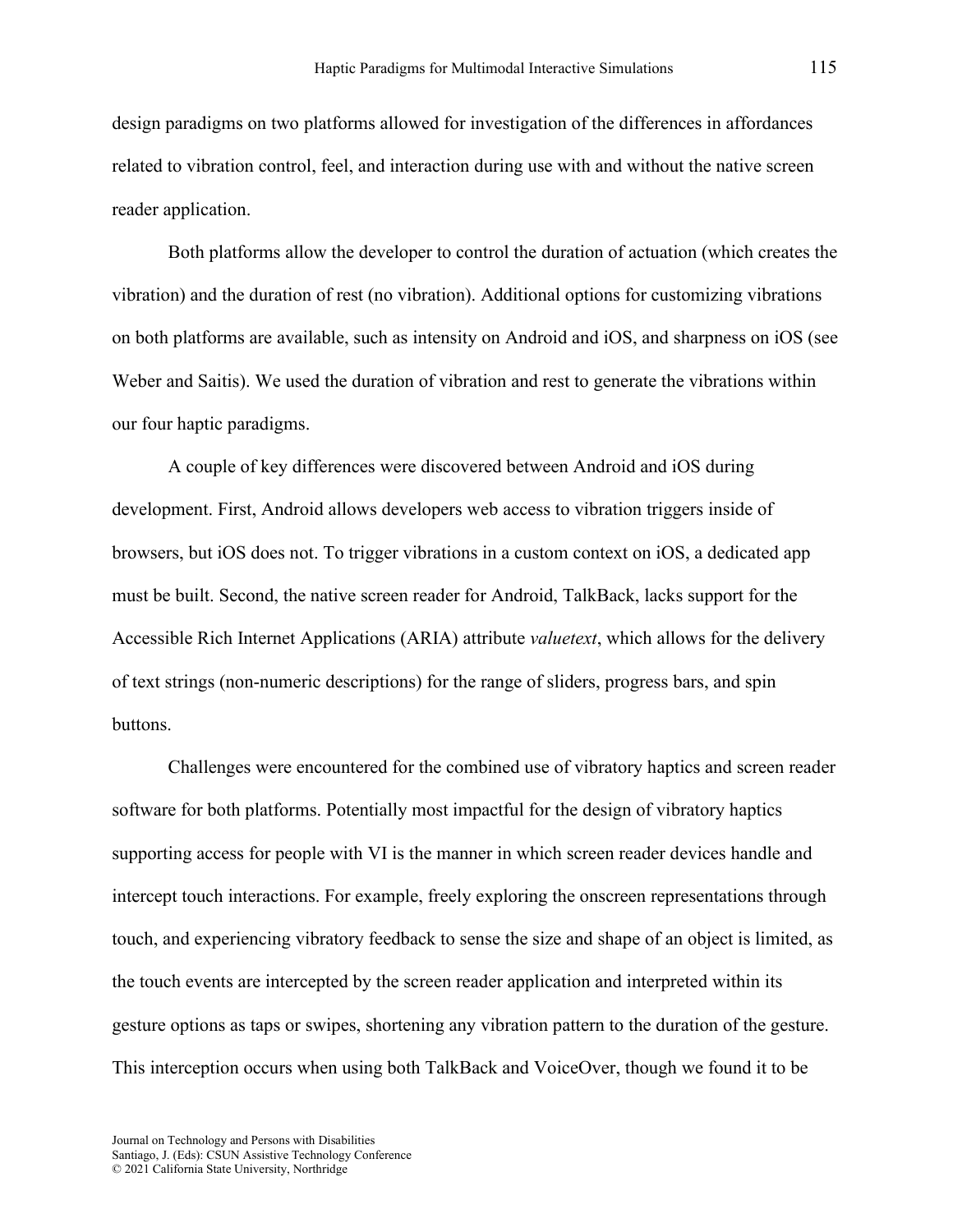design paradigms on two platforms allowed for investigation of the differences in affordances related to vibration control, feel, and interaction during use with and without the native screen reader application.

Both platforms allow the developer to control the duration of actuation (which creates the vibration) and the duration of rest (no vibration). Additional options for customizing vibrations on both platforms are available, such as intensity on Android and iOS, and sharpness on iOS (see Weber and Saitis). We used the duration of vibration and rest to generate the vibrations within our four haptic paradigms.

A couple of key differences were discovered between Android and iOS during development. First, Android allows developers web access to vibration triggers inside of browsers, but iOS does not. To trigger vibrations in a custom context on iOS, a dedicated app must be built. Second, the native screen reader for Android, TalkBack, lacks support for the Accessible Rich Internet Applications (ARIA) attribute *valuetext*, which allows for the delivery of text strings (non-numeric descriptions) for the range of sliders, progress bars, and spin buttons.

Challenges were encountered for the combined use of vibratory haptics and screen reader software for both platforms. Potentially most impactful for the design of vibratory haptics supporting access for people with VI is the manner in which screen reader devices handle and intercept touch interactions. For example, freely exploring the onscreen representations through touch, and experiencing vibratory feedback to sense the size and shape of an object is limited, as the touch events are intercepted by the screen reader application and interpreted within its gesture options as taps or swipes, shortening any vibration pattern to the duration of the gesture. This interception occurs when using both TalkBack and VoiceOver, though we found it to be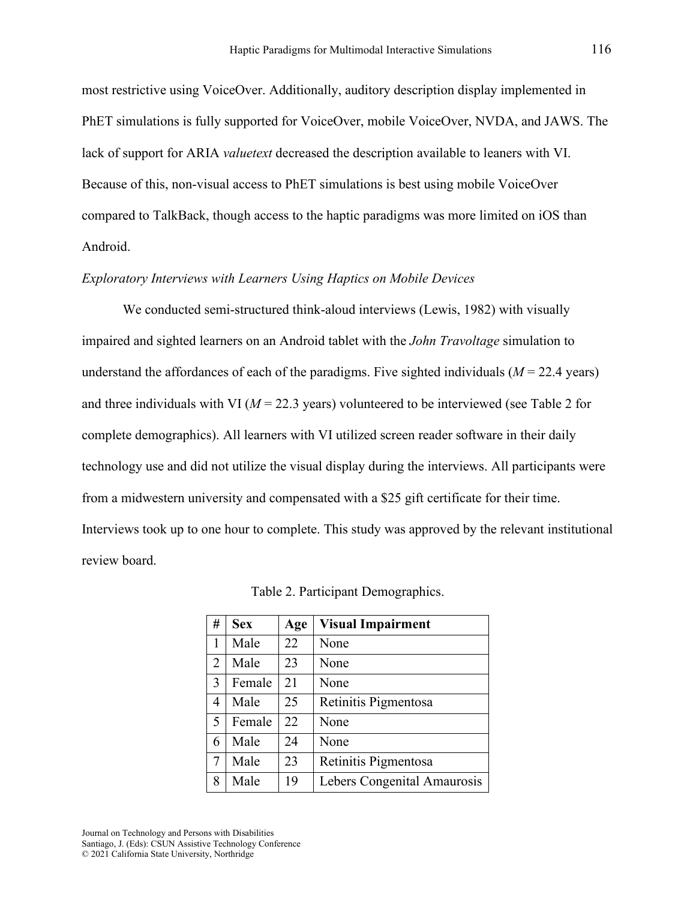most restrictive using VoiceOver. Additionally, auditory description display implemented in PhET simulations is fully supported for VoiceOver, mobile VoiceOver, NVDA, and JAWS. The lack of support for ARIA *valuetext* decreased the description available to leaners with VI. Because of this, non-visual access to PhET simulations is best using mobile VoiceOver compared to TalkBack, though access to the haptic paradigms was more limited on iOS than Android.

### *Exploratory Interviews with Learners Using Haptics on Mobile Devices*

We conducted semi-structured think-aloud interviews (Lewis, 1982) with visually impaired and sighted learners on an Android tablet with the *John Travoltage* simulation to understand the affordances of each of the paradigms. Five sighted individuals ($M$ = 22.4 years) and three individuals with VI ($M$ = 22.3 years) volunteered to be interviewed (see Table 2 for complete demographics). All learners with VI utilized screen reader software in their daily technology use and did not utilize the visual display during the interviews. All participants were from a midwestern university and compensated with a $25 gift certificate for their time. Interviews took up to one hour to complete. This study was approved by the relevant institutional review board.

Table 2. Participant Demographics.

| # | Sex | Age | Visual Impairment |
|---|---|---|---|
| 1 | Male | 22 | None |
| 2 | Male | 23 | None |
| 3 | Female | 21 | None |
| 4 | Male | 25 | Retinitis Pigmentosa |
| 5 | Female | 22 | None |
| 6 | Male | 24 | None |
| 7 | Male | 23 | Retinitis Pigmentosa |
| 8 | Male | 19 | Lebers Congenital Amaurosis |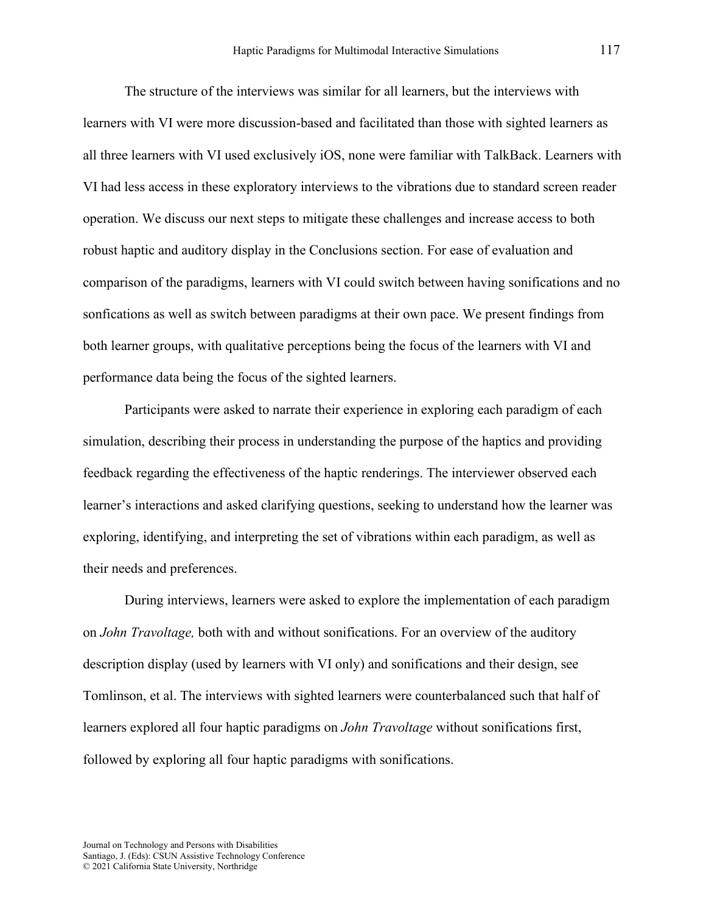The structure of the interviews was similar for all learners, but the interviews with learners with VI were more discussion-based and facilitated than those with sighted learners as all three learners with VI used exclusively iOS, none were familiar with TalkBack. Learners with VI had less access in these exploratory interviews to the vibrations due to standard screen reader operation. We discuss our next steps to mitigate these challenges and increase access to both robust haptic and auditory display in the Conclusions section. For ease of evaluation and comparison of the paradigms, learners with VI could switch between having sonifications and no sonfications as well as switch between paradigms at their own pace. We present findings from both learner groups, with qualitative perceptions being the focus of the learners with VI and performance data being the focus of the sighted learners.

Participants were asked to narrate their experience in exploring each paradigm of each simulation, describing their process in understanding the purpose of the haptics and providing feedback regarding the effectiveness of the haptic renderings. The interviewer observed each learner's interactions and asked clarifying questions, seeking to understand how the learner was exploring, identifying, and interpreting the set of vibrations within each paradigm, as well as their needs and preferences.

During interviews, learners were asked to explore the implementation of each paradigm on *John Travoltage,* both with and without sonifications. For an overview of the auditory description display (used by learners with VI only) and sonifications and their design, see Tomlinson, et al. The interviews with sighted learners were counterbalanced such that half of learners explored all four haptic paradigms on *John Travoltage* without sonifications first, followed by exploring all four haptic paradigms with sonifications.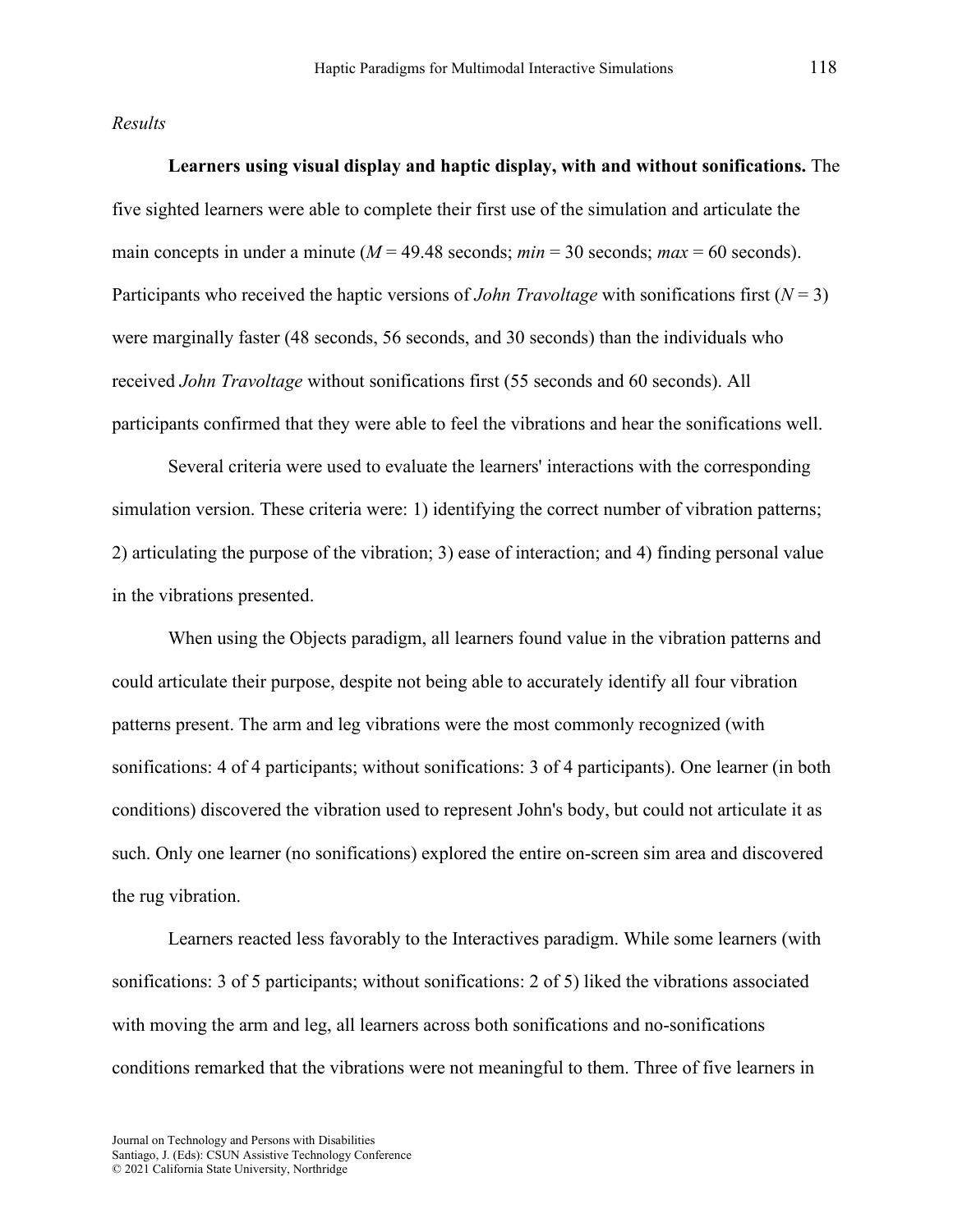*Results*

**Learners using visual display and haptic display, with and without sonifications.** The five sighted learners were able to complete their first use of the simulation and articulate the main concepts in under a minute ($M$ = 49.48 seconds; $min$ = 30 seconds; $max$ = 60 seconds). Participants who received the haptic versions of *John Travoltage* with sonifications first ($N$ = 3) were marginally faster (48 seconds, 56 seconds, and 30 seconds) than the individuals who received *John Travoltage* without sonifications first (55 seconds and 60 seconds). All participants confirmed that they were able to feel the vibrations and hear the sonifications well.

Several criteria were used to evaluate the learners' interactions with the corresponding simulation version. These criteria were: 1) identifying the correct number of vibration patterns; 2) articulating the purpose of the vibration; 3) ease of interaction; and 4) finding personal value in the vibrations presented.

When using the Objects paradigm, all learners found value in the vibration patterns and could articulate their purpose, despite not being able to accurately identify all four vibration patterns present. The arm and leg vibrations were the most commonly recognized (with sonifications: 4 of 4 participants; without sonifications: 3 of 4 participants). One learner (in both conditions) discovered the vibration used to represent John's body, but could not articulate it as such. Only one learner (no sonifications) explored the entire on-screen sim area and discovered the rug vibration.

Learners reacted less favorably to the Interactives paradigm. While some learners (with sonifications: 3 of 5 participants; without sonifications: 2 of 5) liked the vibrations associated with moving the arm and leg, all learners across both sonifications and no-sonifications conditions remarked that the vibrations were not meaningful to them. Three of five learners in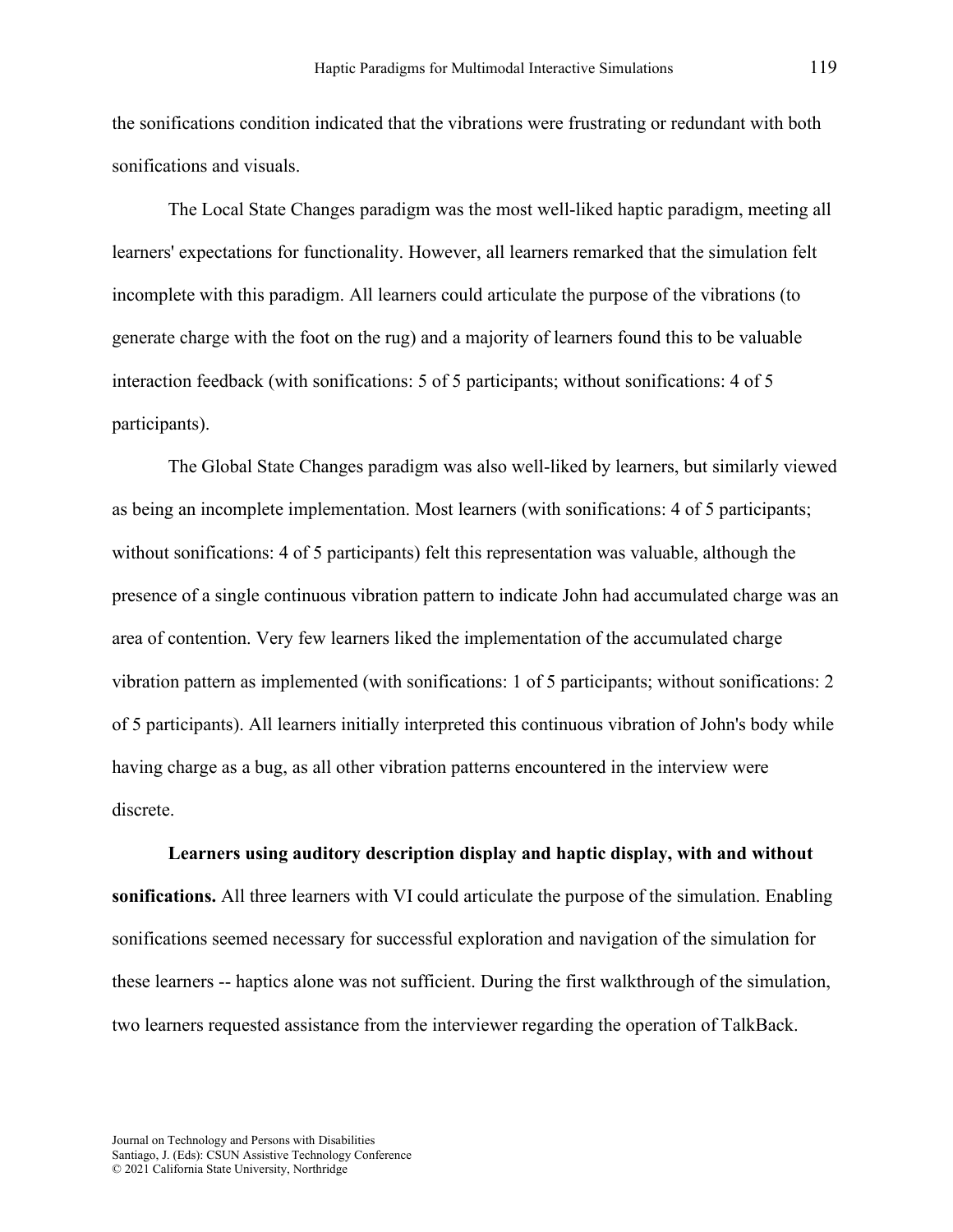the sonifications condition indicated that the vibrations were frustrating or redundant with both sonifications and visuals.

The Local State Changes paradigm was the most well-liked haptic paradigm, meeting all learners' expectations for functionality. However, all learners remarked that the simulation felt incomplete with this paradigm. All learners could articulate the purpose of the vibrations (to generate charge with the foot on the rug) and a majority of learners found this to be valuable interaction feedback (with sonifications: 5 of 5 participants; without sonifications: 4 of 5 participants).

The Global State Changes paradigm was also well-liked by learners, but similarly viewed as being an incomplete implementation. Most learners (with sonifications: 4 of 5 participants; without sonifications: 4 of 5 participants) felt this representation was valuable, although the presence of a single continuous vibration pattern to indicate John had accumulated charge was an area of contention. Very few learners liked the implementation of the accumulated charge vibration pattern as implemented (with sonifications: 1 of 5 participants; without sonifications: 2 of 5 participants). All learners initially interpreted this continuous vibration of John's body while having charge as a bug, as all other vibration patterns encountered in the interview were discrete.

**Learners using auditory description display and haptic display, with and without sonifications.** All three learners with VI could articulate the purpose of the simulation. Enabling sonifications seemed necessary for successful exploration and navigation of the simulation for these learners -- haptics alone was not sufficient. During the first walkthrough of the simulation, two learners requested assistance from the interviewer regarding the operation of TalkBack.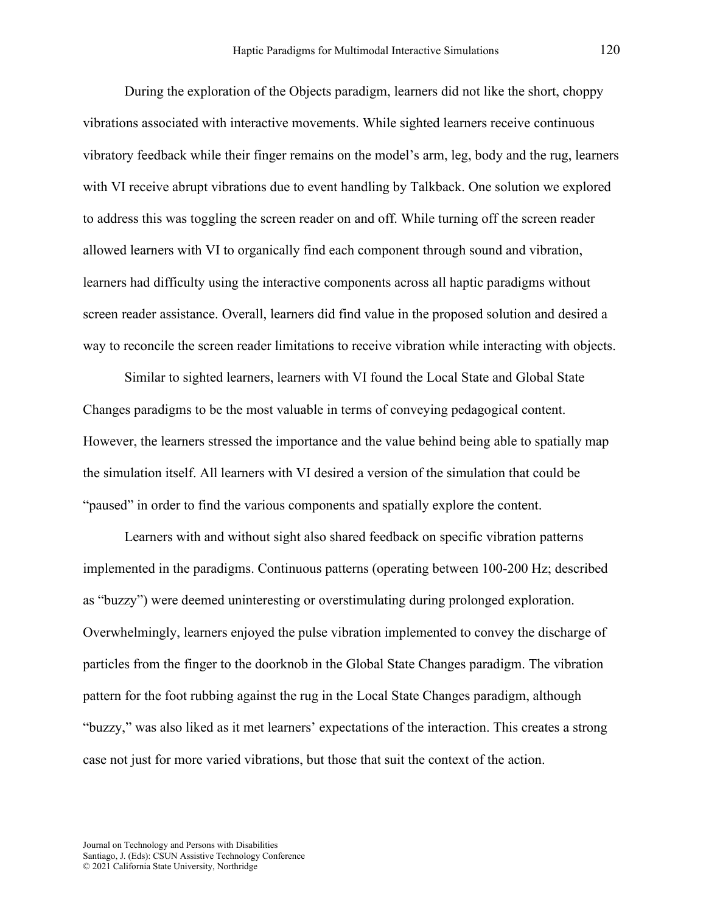During the exploration of the Objects paradigm, learners did not like the short, choppy vibrations associated with interactive movements. While sighted learners receive continuous vibratory feedback while their finger remains on the model's arm, leg, body and the rug, learners with VI receive abrupt vibrations due to event handling by Talkback. One solution we explored to address this was toggling the screen reader on and off. While turning off the screen reader allowed learners with VI to organically find each component through sound and vibration, learners had difficulty using the interactive components across all haptic paradigms without screen reader assistance. Overall, learners did find value in the proposed solution and desired a way to reconcile the screen reader limitations to receive vibration while interacting with objects.

Similar to sighted learners, learners with VI found the Local State and Global State Changes paradigms to be the most valuable in terms of conveying pedagogical content. However, the learners stressed the importance and the value behind being able to spatially map the simulation itself. All learners with VI desired a version of the simulation that could be "paused" in order to find the various components and spatially explore the content.

Learners with and without sight also shared feedback on specific vibration patterns implemented in the paradigms. Continuous patterns (operating between 100-200 Hz; described as "buzzy") were deemed uninteresting or overstimulating during prolonged exploration. Overwhelmingly, learners enjoyed the pulse vibration implemented to convey the discharge of particles from the finger to the doorknob in the Global State Changes paradigm. The vibration pattern for the foot rubbing against the rug in the Local State Changes paradigm, although "buzzy," was also liked as it met learners' expectations of the interaction. This creates a strong case not just for more varied vibrations, but those that suit the context of the action.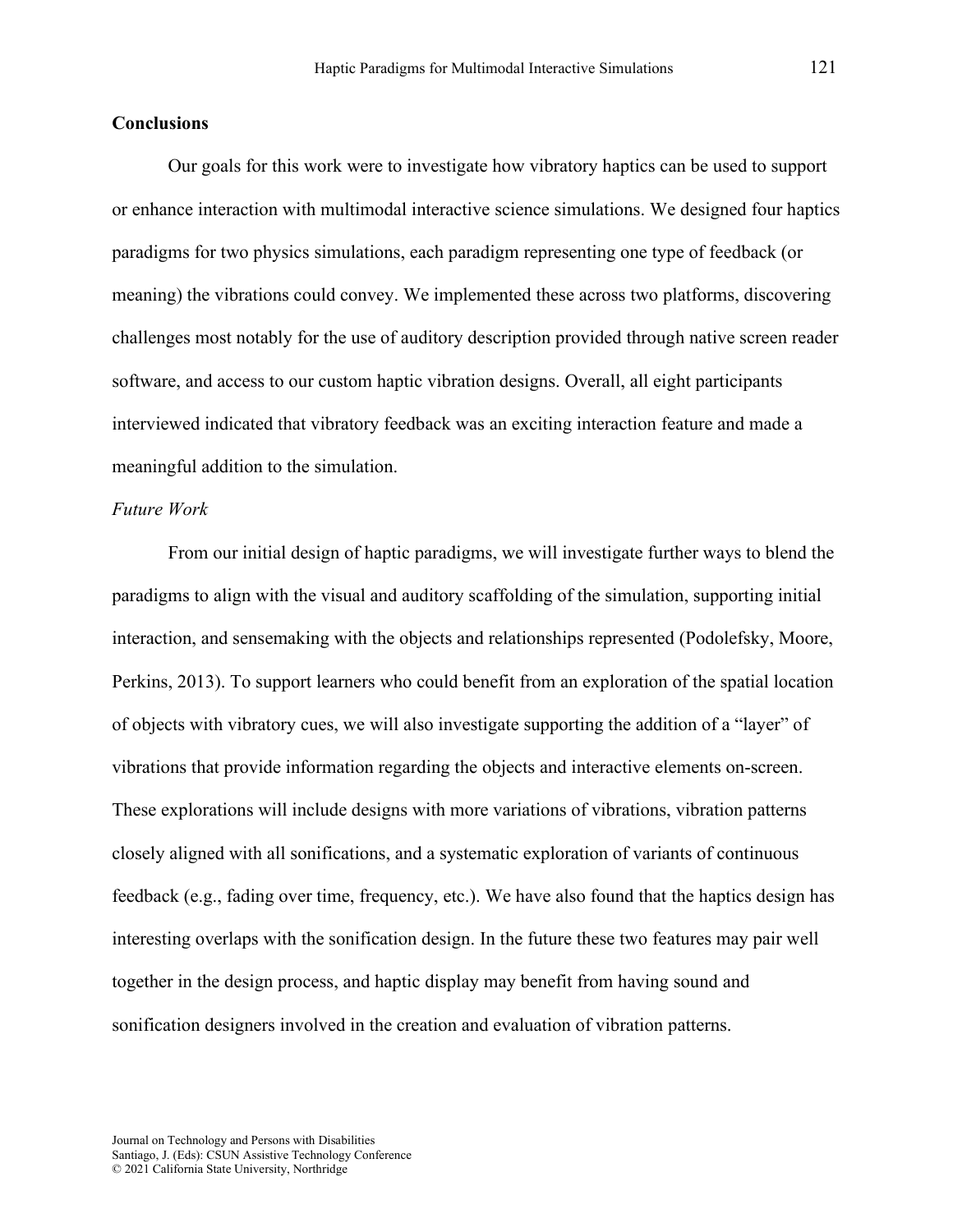## Conclusions

Our goals for this work were to investigate how vibratory haptics can be used to support or enhance interaction with multimodal interactive science simulations. We designed four haptics paradigms for two physics simulations, each paradigm representing one type of feedback (or meaning) the vibrations could convey. We implemented these across two platforms, discovering challenges most notably for the use of auditory description provided through native screen reader software, and access to our custom haptic vibration designs. Overall, all eight participants interviewed indicated that vibratory feedback was an exciting interaction feature and made a meaningful addition to the simulation.

### *Future Work*

From our initial design of haptic paradigms, we will investigate further ways to blend the paradigms to align with the visual and auditory scaffolding of the simulation, supporting initial interaction, and sensemaking with the objects and relationships represented (Podolefsky, Moore, Perkins, 2013). To support learners who could benefit from an exploration of the spatial location of objects with vibratory cues, we will also investigate supporting the addition of a "layer" of vibrations that provide information regarding the objects and interactive elements on-screen. These explorations will include designs with more variations of vibrations, vibration patterns closely aligned with all sonifications, and a systematic exploration of variants of continuous feedback (e.g., fading over time, frequency, etc.). We have also found that the haptics design has interesting overlaps with the sonification design. In the future these two features may pair well together in the design process, and haptic display may benefit from having sound and sonification designers involved in the creation and evaluation of vibration patterns.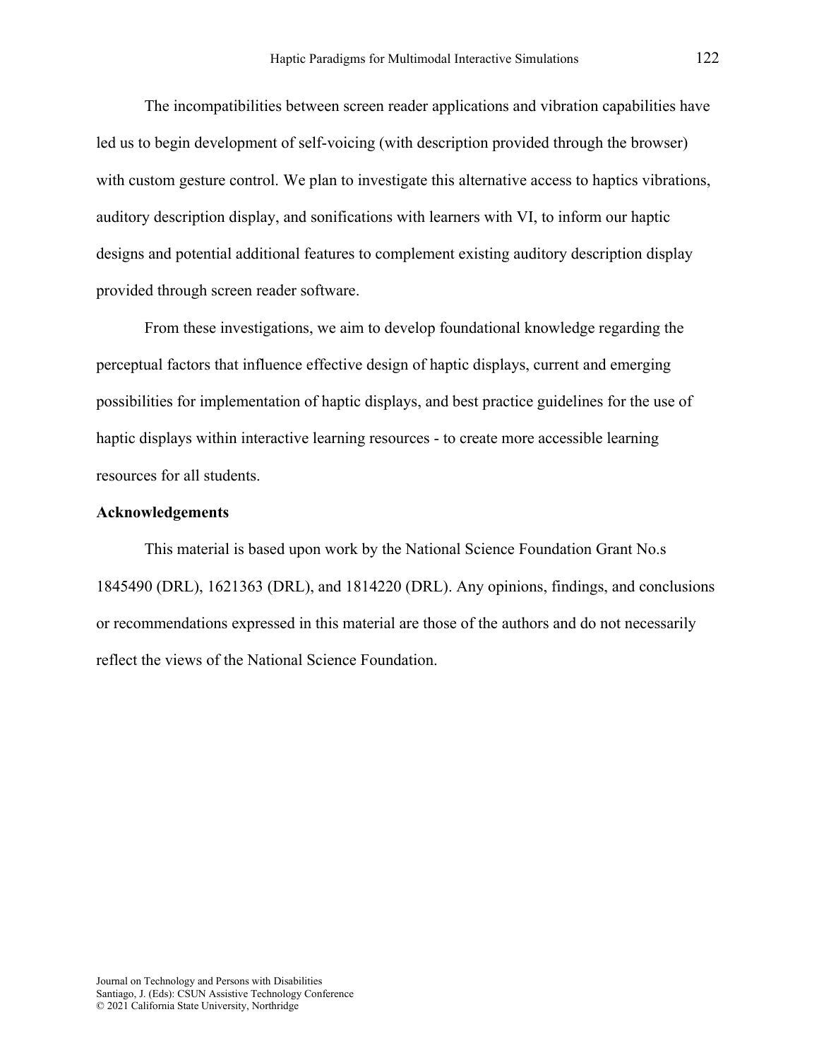The incompatibilities between screen reader applications and vibration capabilities have led us to begin development of self-voicing (with description provided through the browser) with custom gesture control. We plan to investigate this alternative access to haptics vibrations, auditory description display, and sonifications with learners with VI, to inform our haptic designs and potential additional features to complement existing auditory description display provided through screen reader software.

From these investigations, we aim to develop foundational knowledge regarding the perceptual factors that influence effective design of haptic displays, current and emerging possibilities for implementation of haptic displays, and best practice guidelines for the use of haptic displays within interactive learning resources - to create more accessible learning resources for all students.

## Acknowledgements

This material is based upon work by the National Science Foundation Grant No.s 1845490 (DRL), 1621363 (DRL), and 1814220 (DRL). Any opinions, findings, and conclusions or recommendations expressed in this material are those of the authors and do not necessarily reflect the views of the National Science Foundation.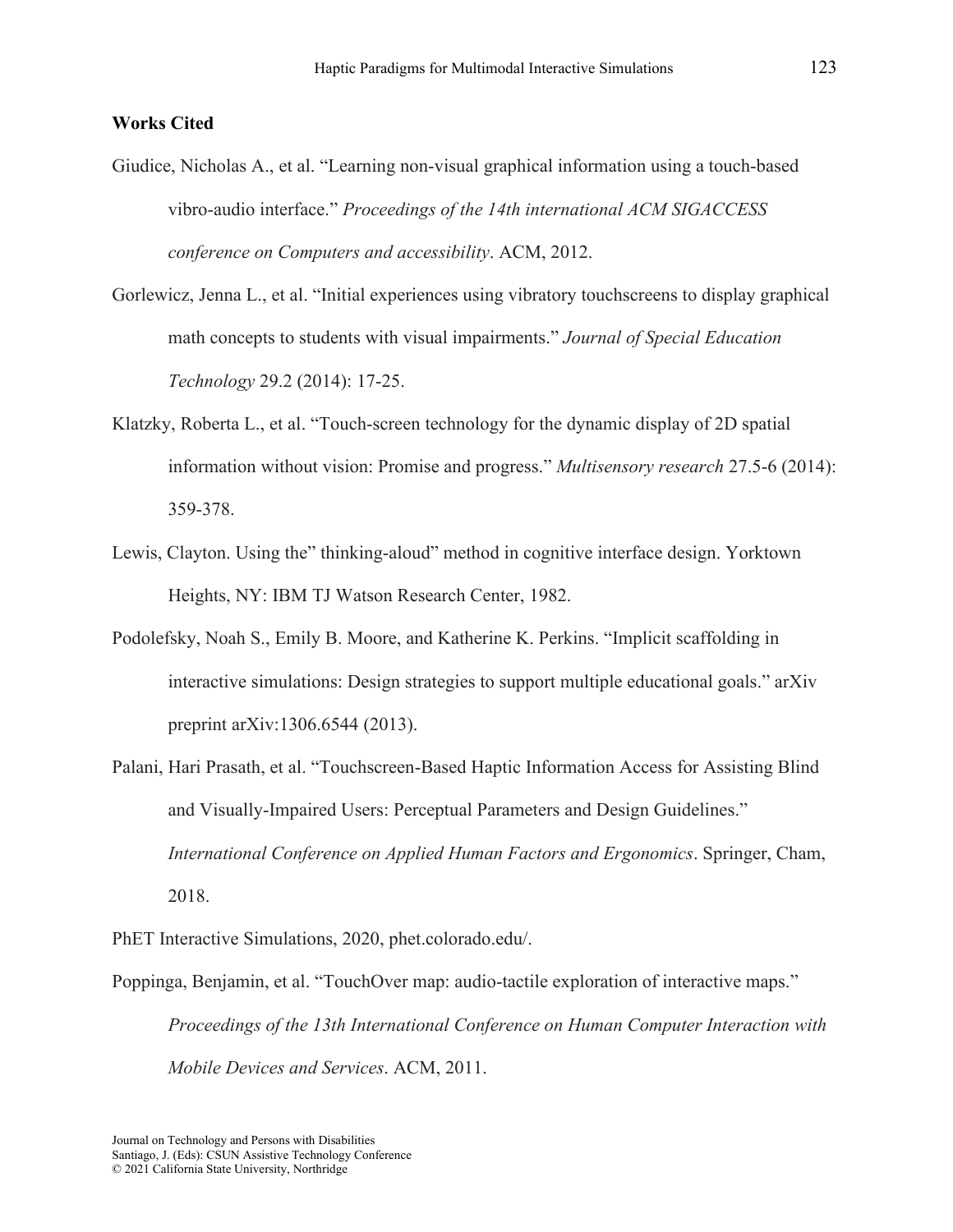## Works Cited

Giudice, Nicholas A., et al. “Learning non-visual graphical information using a touch-based vibro-audio interface.” *Proceedings of the 14th international ACM SIGACCESS conference on Computers and accessibility*. ACM, 2012.

Gorlewicz, Jenna L., et al. “Initial experiences using vibratory touchscreens to display graphical math concepts to students with visual impairments.” *Journal of Special Education Technology* 29.2 (2014): 17-25.

Klatzky, Roberta L., et al. “Touch-screen technology for the dynamic display of 2D spatial information without vision: Promise and progress.” *Multisensory research* 27.5-6 (2014): 359-378.

Lewis, Clayton. Using the” thinking-aloud” method in cognitive interface design. Yorktown Heights, NY: IBM TJ Watson Research Center, 1982.

Podolefsky, Noah S., Emily B. Moore, and Katherine K. Perkins. “Implicit scaffolding in interactive simulations: Design strategies to support multiple educational goals.” arXiv preprint arXiv:1306.6544 (2013).

Palani, Hari Prasath, et al. “Touchscreen-Based Haptic Information Access for Assisting Blind and Visually-Impaired Users: Perceptual Parameters and Design Guidelines.” *International Conference on Applied Human Factors and Ergonomics*. Springer, Cham, 2018.

PhET Interactive Simulations, 2020, phet.colorado.edu/.

Poppinga, Benjamin, et al. “TouchOver map: audio-tactile exploration of interactive maps.” *Proceedings of the 13th International Conference on Human Computer Interaction with Mobile Devices and Services*. ACM, 2011.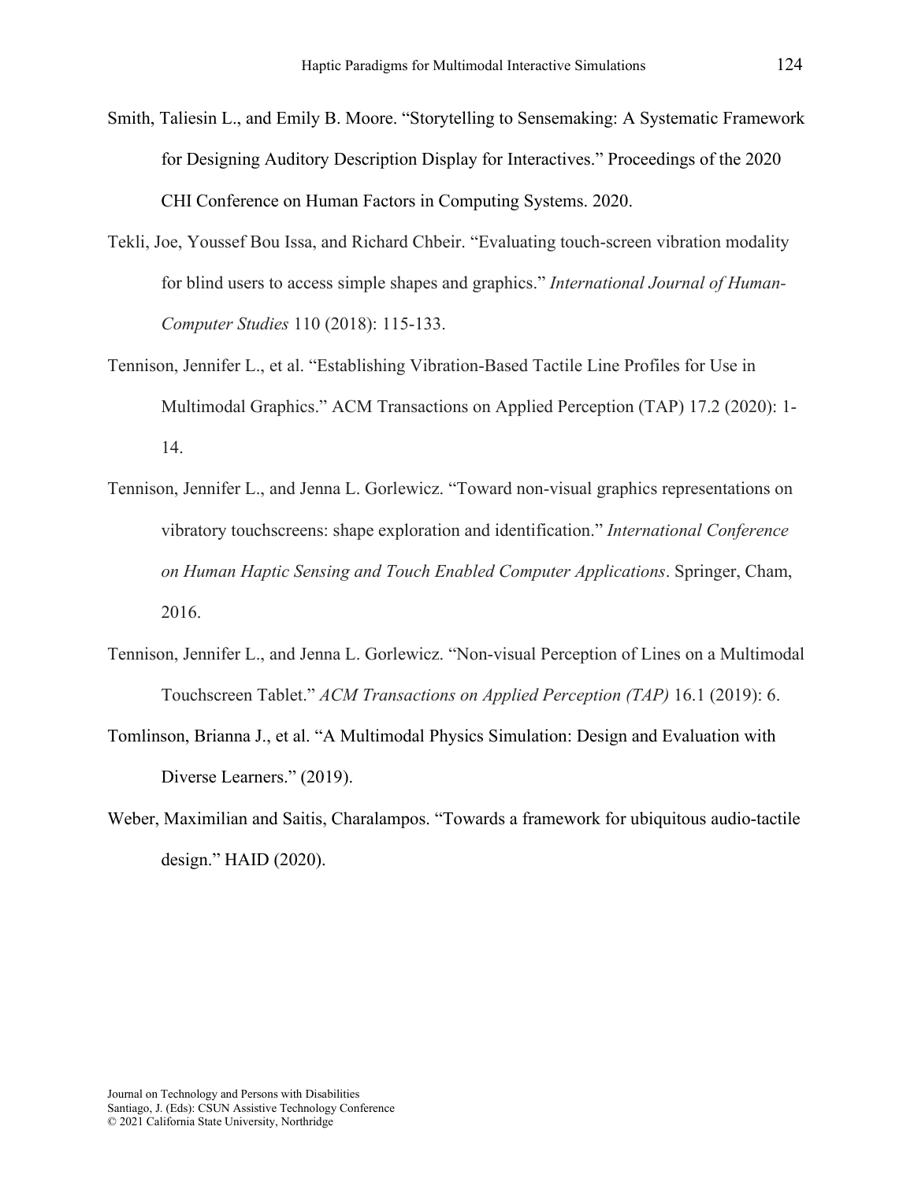Smith, Taliesin L., and Emily B. Moore. "Storytelling to Sensemaking: A Systematic Framework for Designing Auditory Description Display for Interactives." Proceedings of the 2020 CHI Conference on Human Factors in Computing Systems. 2020.

Tekli, Joe, Youssef Bou Issa, and Richard Chbeir. "Evaluating touch-screen vibration modality for blind users to access simple shapes and graphics." *International Journal of Human-Computer Studies* 110 (2018): 115-133.

Tennison, Jennifer L., et al. "Establishing Vibration-Based Tactile Line Profiles for Use in Multimodal Graphics." ACM Transactions on Applied Perception (TAP) 17.2 (2020): 1-14.

Tennison, Jennifer L., and Jenna L. Gorlewicz. "Toward non-visual graphics representations on vibratory touchscreens: shape exploration and identification." *International Conference on Human Haptic Sensing and Touch Enabled Computer Applications*. Springer, Cham, 2016.

Tennison, Jennifer L., and Jenna L. Gorlewicz. "Non-visual Perception of Lines on a Multimodal Touchscreen Tablet." *ACM Transactions on Applied Perception (TAP)* 16.1 (2019): 6.

Tomlinson, Brianna J., et al. "A Multimodal Physics Simulation: Design and Evaluation with Diverse Learners." (2019).

Weber, Maximilian and Saitis, Charalampos. "Towards a framework for ubiquitous audio-tactile design." HAID (2020).